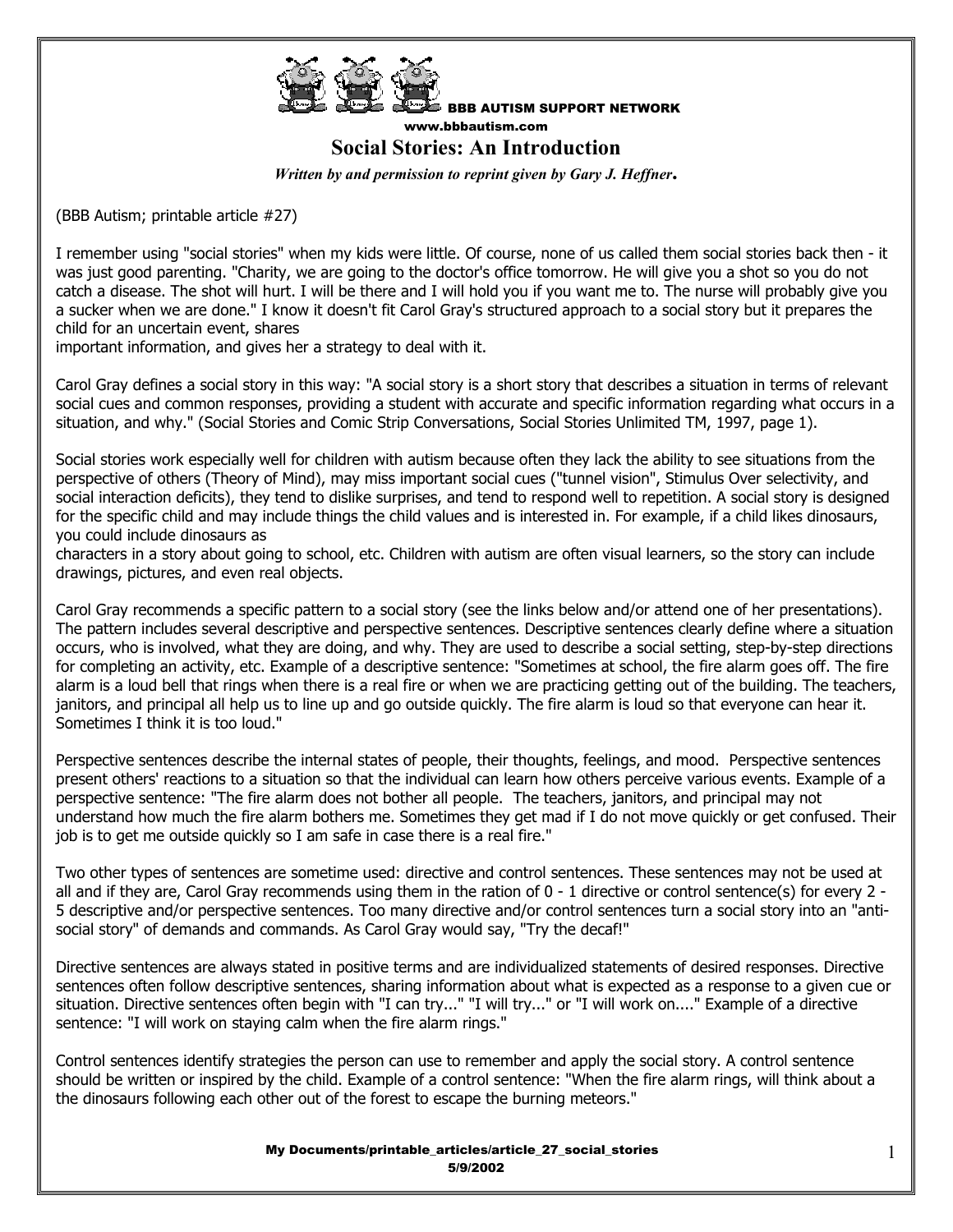BBB AUTISM SUPPORT NETWORK
www.bbbautism.com

# Social Stories: An Introduction

***Written by and permission to reprint given by Gary J. Heffner.***

(BBB Autism; printable article #27)

I remember using "social stories" when my kids were little. Of course, none of us called them social stories back then - it was just good parenting. "Charity, we are going to the doctor's office tomorrow. He will give you a shot so you do not catch a disease. The shot will hurt. I will be there and I will hold you if you want me to. The nurse will probably give you a sucker when we are done." I know it doesn't fit Carol Gray's structured approach to a social story but it prepares the child for an uncertain event, shares important information, and gives her a strategy to deal with it.

Carol Gray defines a social story in this way: "A social story is a short story that describes a situation in terms of relevant social cues and common responses, providing a student with accurate and specific information regarding what occurs in a situation, and why." (Social Stories and Comic Strip Conversations, Social Stories Unlimited TM, 1997, page 1).

Social stories work especially well for children with autism because often they lack the ability to see situations from the perspective of others (Theory of Mind), may miss important social cues ("tunnel vision", Stimulus Over selectivity, and social interaction deficits), they tend to dislike surprises, and tend to respond well to repetition. A social story is designed for the specific child and may include things the child values and is interested in. For example, if a child likes dinosaurs, you could include dinosaurs as characters in a story about going to school, etc. Children with autism are often visual learners, so the story can include drawings, pictures, and even real objects.

Carol Gray recommends a specific pattern to a social story (see the links below and/or attend one of her presentations). The pattern includes several descriptive and perspective sentences. Descriptive sentences clearly define where a situation occurs, who is involved, what they are doing, and why. They are used to describe a social setting, step-by-step directions for completing an activity, etc. Example of a descriptive sentence: "Sometimes at school, the fire alarm goes off. The fire alarm is a loud bell that rings when there is a real fire or when we are practicing getting out of the building. The teachers, janitors, and principal all help us to line up and go outside quickly. The fire alarm is loud so that everyone can hear it. Sometimes I think it is too loud."

Perspective sentences describe the internal states of people, their thoughts, feelings, and mood. Perspective sentences present others' reactions to a situation so that the individual can learn how others perceive various events. Example of a perspective sentence: "The fire alarm does not bother all people. The teachers, janitors, and principal may not understand how much the fire alarm bothers me. Sometimes they get mad if I do not move quickly or get confused. Their job is to get me outside quickly so I am safe in case there is a real fire."

Two other types of sentences are sometime used: directive and control sentences. These sentences may not be used at all and if they are, Carol Gray recommends using them in the ration of 0 - 1 directive or control sentence(s) for every 2 - 5 descriptive and/or perspective sentences. Too many directive and/or control sentences turn a social story into an "anti-social story" of demands and commands. As Carol Gray would say, "Try the decaf!"

Directive sentences are always stated in positive terms and are individualized statements of desired responses. Directive sentences often follow descriptive sentences, sharing information about what is expected as a response to a given cue or situation. Directive sentences often begin with "I can try..." "I will try..." or "I will work on...." Example of a directive sentence: "I will work on staying calm when the fire alarm rings."

Control sentences identify strategies the person can use to remember and apply the social story. A control sentence should be written or inspired by the child. Example of a control sentence: "When the fire alarm rings, will think about a the dinosaurs following each other out of the forest to escape the burning meteors."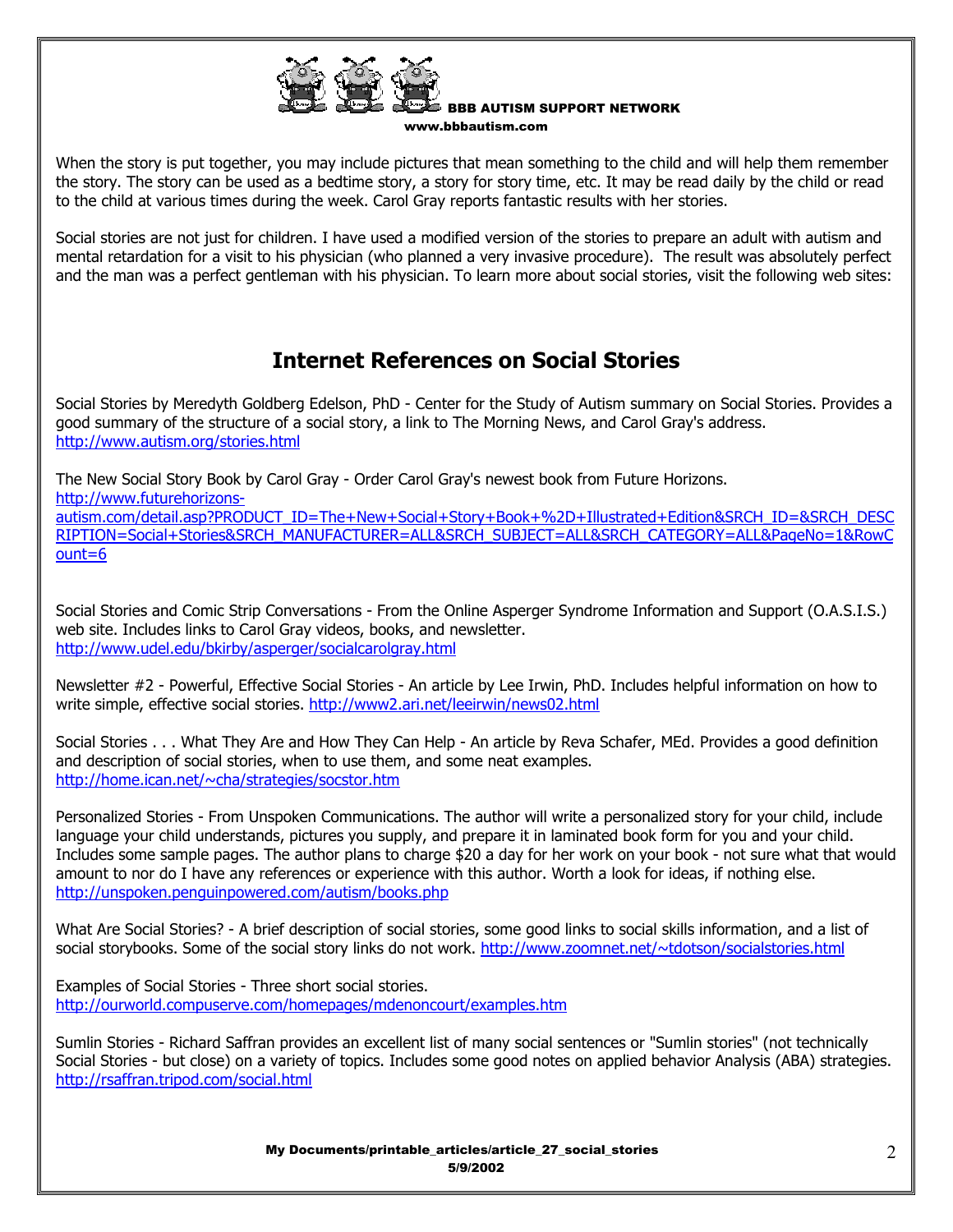When the story is put together, you may include pictures that mean something to the child and will help them remember the story. The story can be used as a bedtime story, a story for story time, etc. It may be read daily by the child or read to the child at various times during the week. Carol Gray reports fantastic results with her stories.

Social stories are not just for children. I have used a modified version of the stories to prepare an adult with autism and mental retardation for a visit to his physician (who planned a very invasive procedure). The result was absolutely perfect and the man was a perfect gentleman with his physician. To learn more about social stories, visit the following web sites:

## Internet References on Social Stories

Social Stories by Meredyth Goldberg Edelson, PhD - Center for the Study of Autism summary on Social Stories. Provides a good summary of the structure of a social story, a link to The Morning News, and Carol Gray's address.
http://www.autism.org/stories.html

The New Social Story Book by Carol Gray - Order Carol Gray's newest book from Future Horizons.
http://www.futurehorizons-autism.com/detail.asp?PRODUCT_ID=The+New+Social+Story+Book+%2D+Illustrated+Edition&SRCH_ID=&SRCH_DESCRIPTION=Social+Stories&SRCH_MANUFACTURER=ALL&SRCH_SUBJECT=ALL&SRCH_CATEGORY=ALL&PageNo=1&RowCount=6

Social Stories and Comic Strip Conversations - From the Online Asperger Syndrome Information and Support (O.A.S.I.S.) web site. Includes links to Carol Gray videos, books, and newsletter.
http://www.udel.edu/bkirby/asperger/socialcarolgray.html

Newsletter #2 - Powerful, Effective Social Stories - An article by Lee Irwin, PhD. Includes helpful information on how to write simple, effective social stories. http://www2.ari.net/leeirwin/news02.html

Social Stories . . . What They Are and How They Can Help - An article by Reva Schafer, MEd. Provides a good definition and description of social stories, when to use them, and some neat examples.
http://home.ican.net/~cha/strategies/socstor.htm

Personalized Stories - From Unspoken Communications. The author will write a personalized story for your child, include language your child understands, pictures you supply, and prepare it in laminated book form for you and your child. Includes some sample pages. The author plans to charge $20 a day for her work on your book - not sure what that would amount to nor do I have any references or experience with this author. Worth a look for ideas, if nothing else.
http://unspoken.penguinpowered.com/autism/books.php

What Are Social Stories? - A brief description of social stories, some good links to social skills information, and a list of social storybooks. Some of the social story links do not work. http://www.zoomnet.net/~tdotson/socialstories.html

Examples of Social Stories - Three short social stories.
http://ourworld.compuserve.com/homepages/mdenoncourt/examples.htm

Sumlin Stories - Richard Saffran provides an excellent list of many social sentences or "Sumlin stories" (not technically Social Stories - but close) on a variety of topics. Includes some good notes on applied behavior Analysis (ABA) strategies.
http://rsaffran.tripod.com/social.html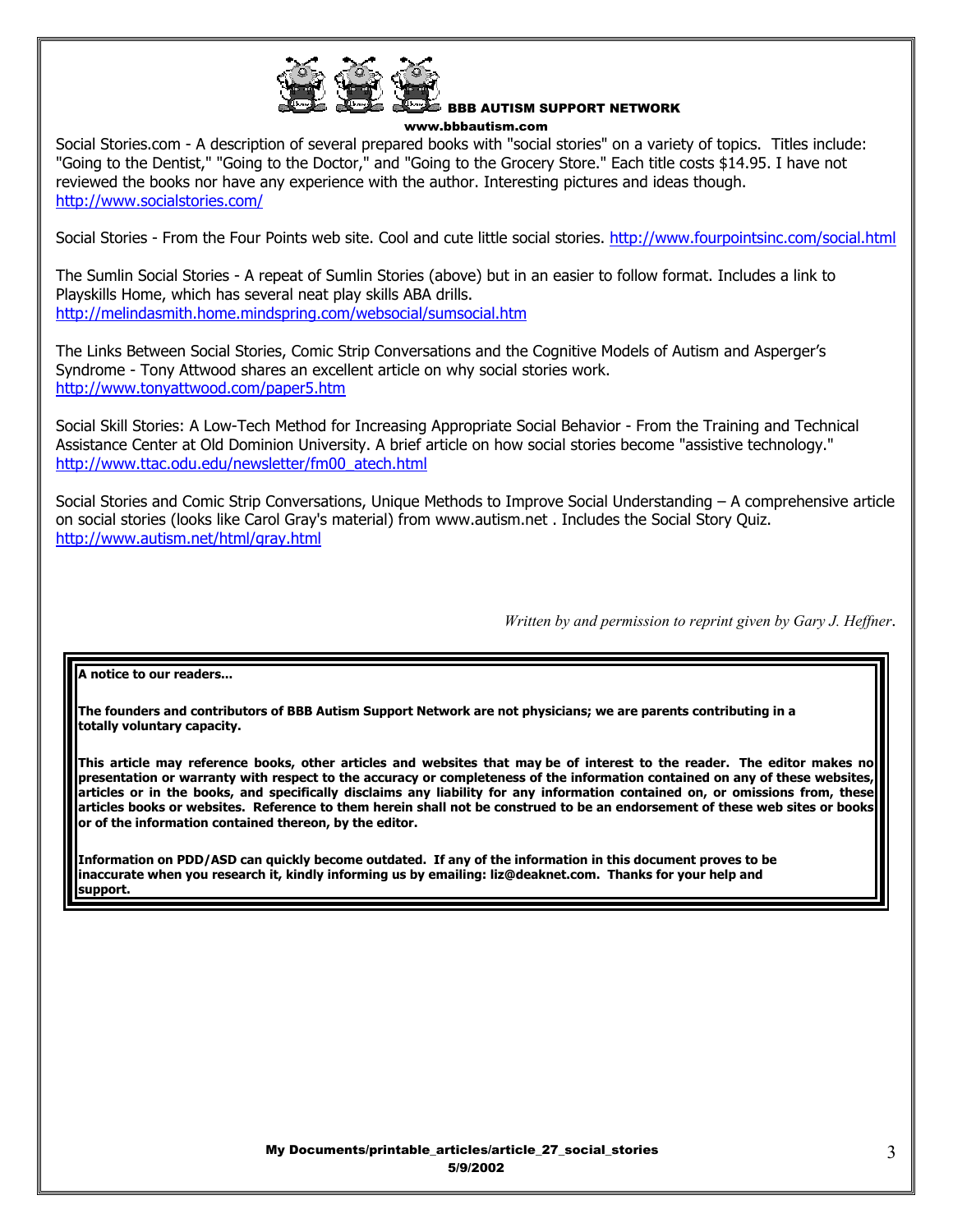Social Stories.com - A description of several prepared books with "social stories" on a variety of topics. Titles include: "Going to the Dentist," "Going to the Doctor," and "Going to the Grocery Store." Each title costs $14.95. I have not reviewed the books nor have any experience with the author. Interesting pictures and ideas though.
http://www.socialstories.com/

Social Stories - From the Four Points web site. Cool and cute little social stories. http://www.fourpointsinc.com/social.html

The Sumlin Social Stories - A repeat of Sumlin Stories (above) but in an easier to follow format. Includes a link to Playskills Home, which has several neat play skills ABA drills.
http://melindasmith.home.mindspring.com/websocial/sumsocial.htm

The Links Between Social Stories, Comic Strip Conversations and the Cognitive Models of Autism and Asperger's Syndrome - Tony Attwood shares an excellent article on why social stories work.
http://www.tonyattwood.com/paper5.htm

Social Skill Stories: A Low-Tech Method for Increasing Appropriate Social Behavior - From the Training and Technical Assistance Center at Old Dominion University. A brief article on how social stories become "assistive technology."
http://www.ttac.odu.edu/newsletter/fm00_atech.html

Social Stories and Comic Strip Conversations, Unique Methods to Improve Social Understanding – A comprehensive article on social stories (looks like Carol Gray's material) from www.autism.net . Includes the Social Story Quiz.
http://www.autism.net/html/gray.html

*Written by and permission to reprint given by Gary J. Heffner.*

**A notice to our readers...**

**The founders and contributors of BBB Autism Support Network are not physicians; we are parents contributing in a totally voluntary capacity.**

**This article may reference books, other articles and websites that may be of interest to the reader. The editor makes no presentation or warranty with respect to the accuracy or completeness of the information contained on any of these websites, articles or in the books, and specifically disclaims any liability for any information contained on, or omissions from, these articles books or websites. Reference to them herein shall not be construed to be an endorsement of these web sites or books or of the information contained thereon, by the editor.**

**Information on PDD/ASD can quickly become outdated. If any of the information in this document proves to be inaccurate when you research it, kindly informing us by emailing: liz@deaknet.com. Thanks for your help and support.**